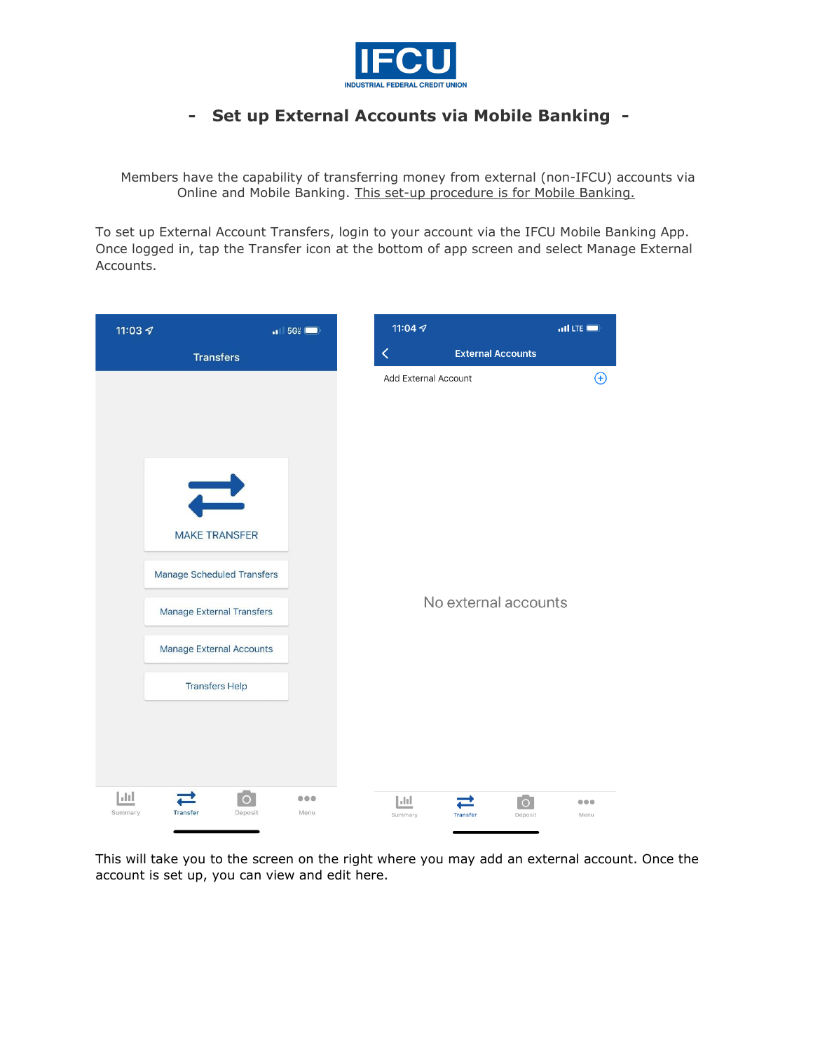IFCU

INDUSTRIAL FEDERAL CREDIT UNION

# - Set up External Accounts via Mobile Banking -

Members have the capability of transferring money from external (non-IFCU) accounts via Online and Mobile Banking. <u>This set-up procedure is for Mobile Banking.</u>

To set up External Account Transfers, login to your account via the IFCU Mobile Banking App. Once logged in, tap the Transfer icon at the bottom of app screen and select Manage External Accounts.

This will take you to the screen on the right where you may add an external account. Once the account is set up, you can view and edit here.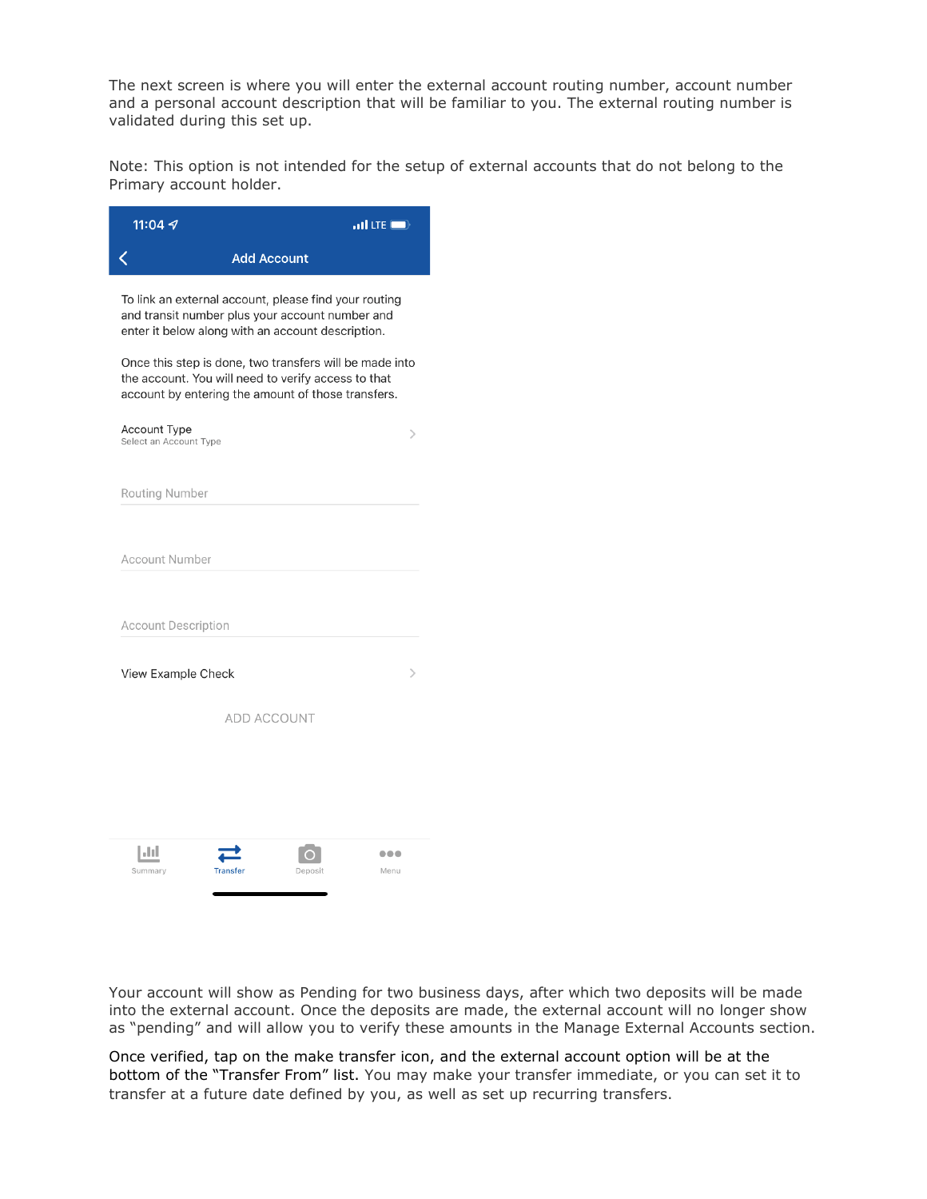The next screen is where you will enter the external account routing number, account number and a personal account description that will be familiar to you. The external routing number is validated during this set up.

Note: This option is not intended for the setup of external accounts that do not belong to the Primary account holder.

11:04

Add Account

To link an external account, please find your routing and transit number plus your account number and enter it below along with an account description.

Once this step is done, two transfers will be made into the account. You will need to verify access to that account by entering the amount of those transfers.

Account Type
Select an Account Type

Routing Number

Account Number

Account Description

View Example Check

ADD ACCOUNT

Summary Transfer Deposit Menu

Your account will show as Pending for two business days, after which two deposits will be made into the external account. Once the deposits are made, the external account will no longer show as "pending" and will allow you to verify these amounts in the Manage External Accounts section.

Once verified, tap on the make transfer icon, and the external account option will be at the bottom of the "Transfer From" list. You may make your transfer immediate, or you can set it to transfer at a future date defined by you, as well as set up recurring transfers.